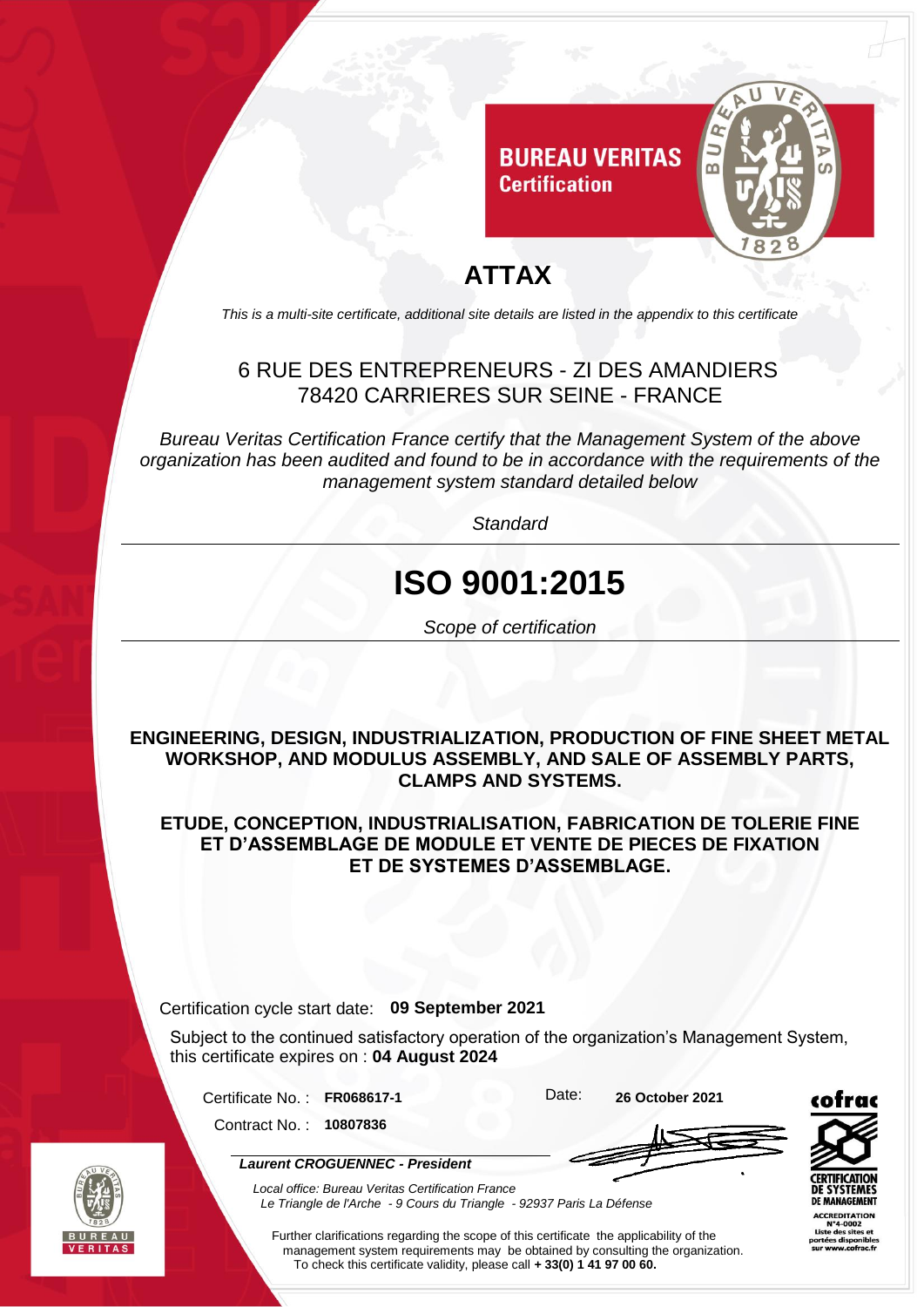**BUREAU VERITAS**
**Certification**

# ATTAX

*This is a multi-site certificate, additional site details are listed in the appendix to this certificate*

6 RUE DES ENTREPRENEURS - ZI DES AMANDIERS
78420 CARRIERES SUR SEINE - FRANCE

*Bureau Veritas Certification France certify that the Management System of the above organization has been audited and found to be in accordance with the requirements of the management system standard detailed below*

*Standard*

# ISO 9001:2015

*Scope of certification*

**ENGINEERING, DESIGN, INDUSTRIALIZATION, PRODUCTION OF FINE SHEET METAL WORKSHOP, AND MODULUS ASSEMBLY, AND SALE OF ASSEMBLY PARTS, CLAMPS AND SYSTEMS.**

**ETUDE, CONCEPTION, INDUSTRIALISATION, FABRICATION DE TOLERIE FINE ET D'ASSEMBLAGE DE MODULE ET VENTE DE PIECES DE FIXATION ET DE SYSTEMES D'ASSEMBLAGE.**

Certification cycle start date: **09 September 2021**

Subject to the continued satisfactory operation of the organization's Management System, this certificate expires on : **04 August 2024**

Certificate No. : **FR068617-1**

Contract No. : **10807836**

Date: **26 October 2021**

***Laurent CROGUENNEC - President***

*Local office: Bureau Veritas Certification France*
*Le Triangle de l'Arche - 9 Cours du Triangle - 92937 Paris La Défense*

Further clarifications regarding the scope of this certificate the applicability of the management system requirements may be obtained by consulting the organization.
To check this certificate validity, please call **+ 33(0) 1 41 97 00 60.**

cofrac
CERTIFICATION DE SYSTEMES DE MANAGEMENT
ACCREDITATION N°4-0002
Liste des sites et portées disponibles sur www.cofrac.fr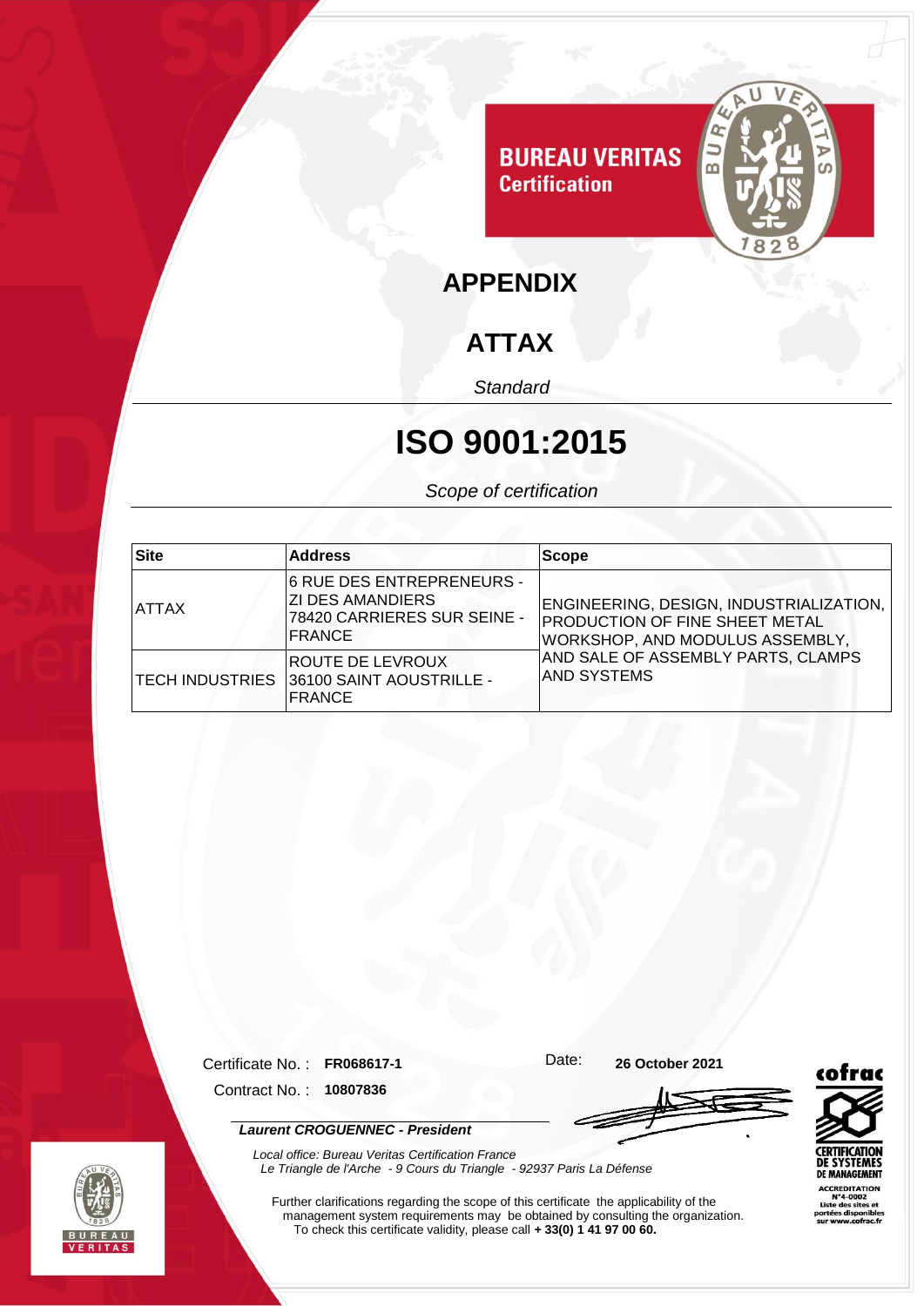BUREAU VERITAS
Certification

# APPENDIX

## ATTAX

*Standard*

# ISO 9001:2015

*Scope of certification*

| Site | Address | Scope |
|---|---|---|
| ATTAX | 6 RUE DES ENTREPRENEURS - ZI DES AMANDIERS 78420 CARRIERES SUR SEINE - FRANCE | ENGINEERING, DESIGN, INDUSTRIALIZATION, PRODUCTION OF FINE SHEET METAL WORKSHOP, AND MODULUS ASSEMBLY, AND SALE OF ASSEMBLY PARTS, CLAMPS AND SYSTEMS |
| TECH INDUSTRIES | ROUTE DE LEVROUX 36100 SAINT AOUSTRILLE - FRANCE | |

Certificate No. : **FR068617-1**

Contract No. : **10807836**

Date: **26 October 2021**

***Laurent CROGUENNEC - President***

*Local office: Bureau Veritas Certification France*
*Le Triangle de l'Arche - 9 Cours du Triangle - 92937 Paris La Défense*

Further clarifications regarding the scope of this certificate the applicability of the management system requirements may be obtained by consulting the organization. To check this certificate validity, please call **+ 33(0) 1 41 97 00 60.**

cofrac
CERTIFICATION DE SYSTEMES DE MANAGEMENT
ACCREDITATION N°4-0002
Liste des sites et portées disponibles sur www.cofrac.fr